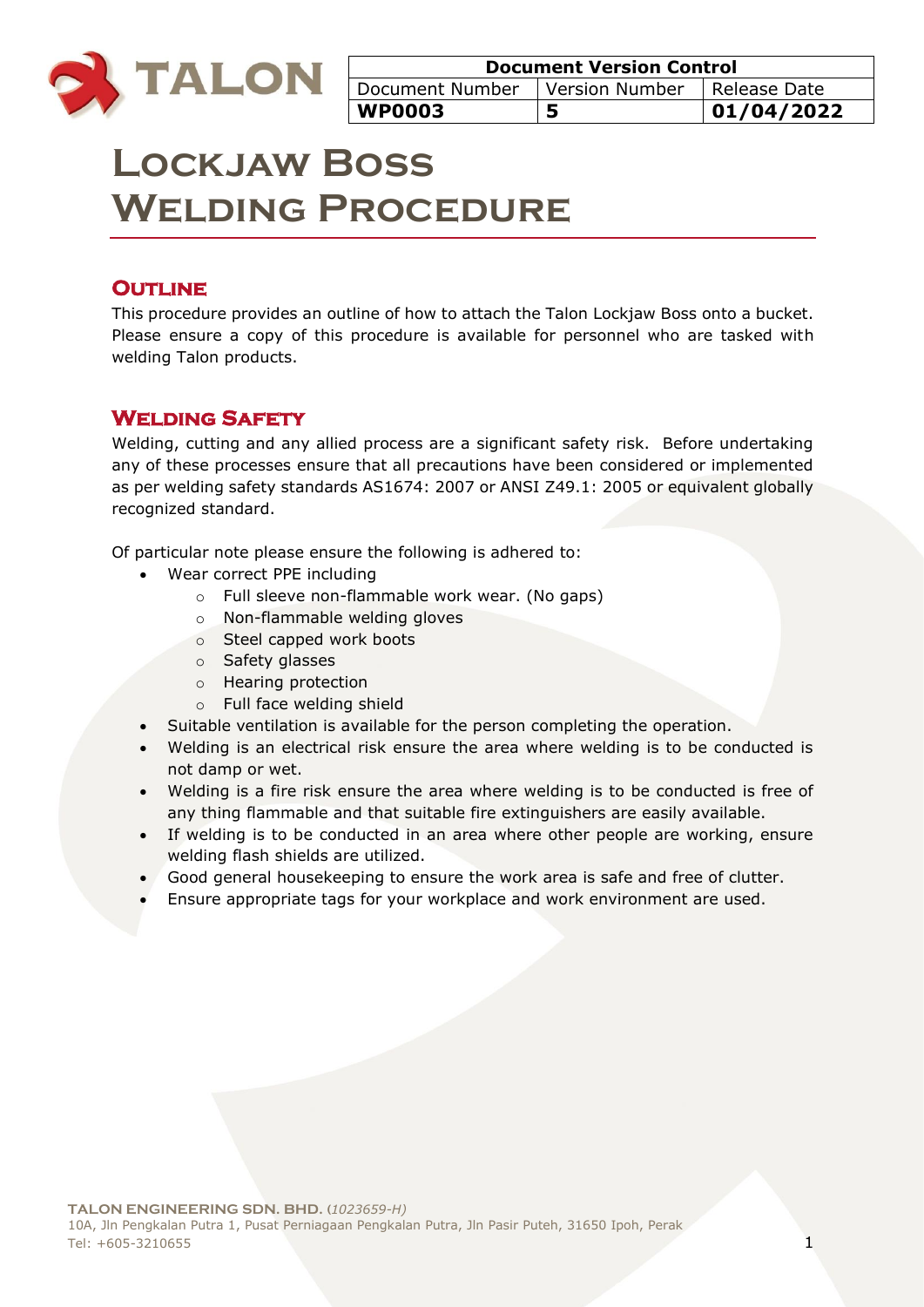| Document Version Control | | |
|---|---|---|
| Document Number | Version Number | Release Date |
| **WP0003** | **5** | **01/04/2022** |

# Lockjaw Boss Welding Procedure

## Outline

This procedure provides an outline of how to attach the Talon Lockjaw Boss onto a bucket. Please ensure a copy of this procedure is available for personnel who are tasked with welding Talon products.

## Welding Safety

Welding, cutting and any allied process are a significant safety risk. Before undertaking any of these processes ensure that all precautions have been considered or implemented as per welding safety standards AS1674: 2007 or ANSI Z49.1: 2005 or equivalent globally recognized standard.

Of particular note please ensure the following is adhered to:

- Wear correct PPE including
  - Full sleeve non-flammable work wear. (No gaps)
  - Non-flammable welding gloves
  - Steel capped work boots
  - Safety glasses
  - Hearing protection
  - Full face welding shield
- Suitable ventilation is available for the person completing the operation.
- Welding is an electrical risk ensure the area where welding is to be conducted is not damp or wet.
- Welding is a fire risk ensure the area where welding is to be conducted is free of any thing flammable and that suitable fire extinguishers are easily available.
- If welding is to be conducted in an area where other people are working, ensure welding flash shields are utilized.
- Good general housekeeping to ensure the work area is safe and free of clutter.
- Ensure appropriate tags for your workplace and work environment are used.

**TALON ENGINEERING SDN. BHD.** (*1023659-H*)
10A, Jln Pengkalan Putra 1, Pusat Perniagaan Pengkalan Putra, Jln Pasir Puteh, 31650 Ipoh, Perak
Tel: +605-3210655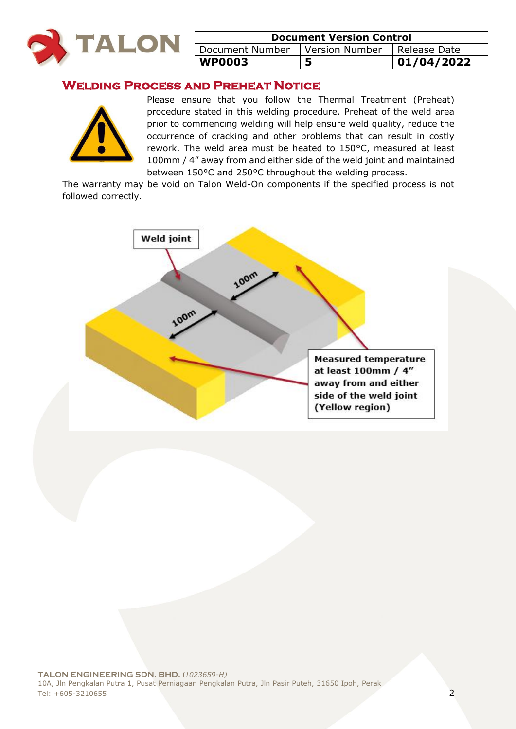| Document Version Control | | |
| --- | --- | --- |
| Document Number | Version Number | Release Date |
| **WP0003** | **5** | **01/04/2022** |

## Welding Process and Preheat Notice

Please ensure that you follow the Thermal Treatment (Preheat) procedure stated in this welding procedure. Preheat of the weld area prior to commencing welding will help ensure weld quality, reduce the occurrence of cracking and other problems that can result in costly rework. The weld area must be heated to 150°C, measured at least 100mm / 4" away from and either side of the weld joint and maintained between 150°C and 250°C throughout the welding process.

The warranty may be void on Talon Weld-On components if the specified process is not followed correctly.

Weld joint

100m

100m

Measured temperature at least 100mm / 4" away from and either side of the weld joint (Yellow region)

**TALON ENGINEERING SDN. BHD.** (*1023659-H*)
10A, Jln Pengkalan Putra 1, Pusat Perniagaan Pengkalan Putra, Jln Pasir Puteh, 31650 Ipoh, Perak
Tel: +605-3210655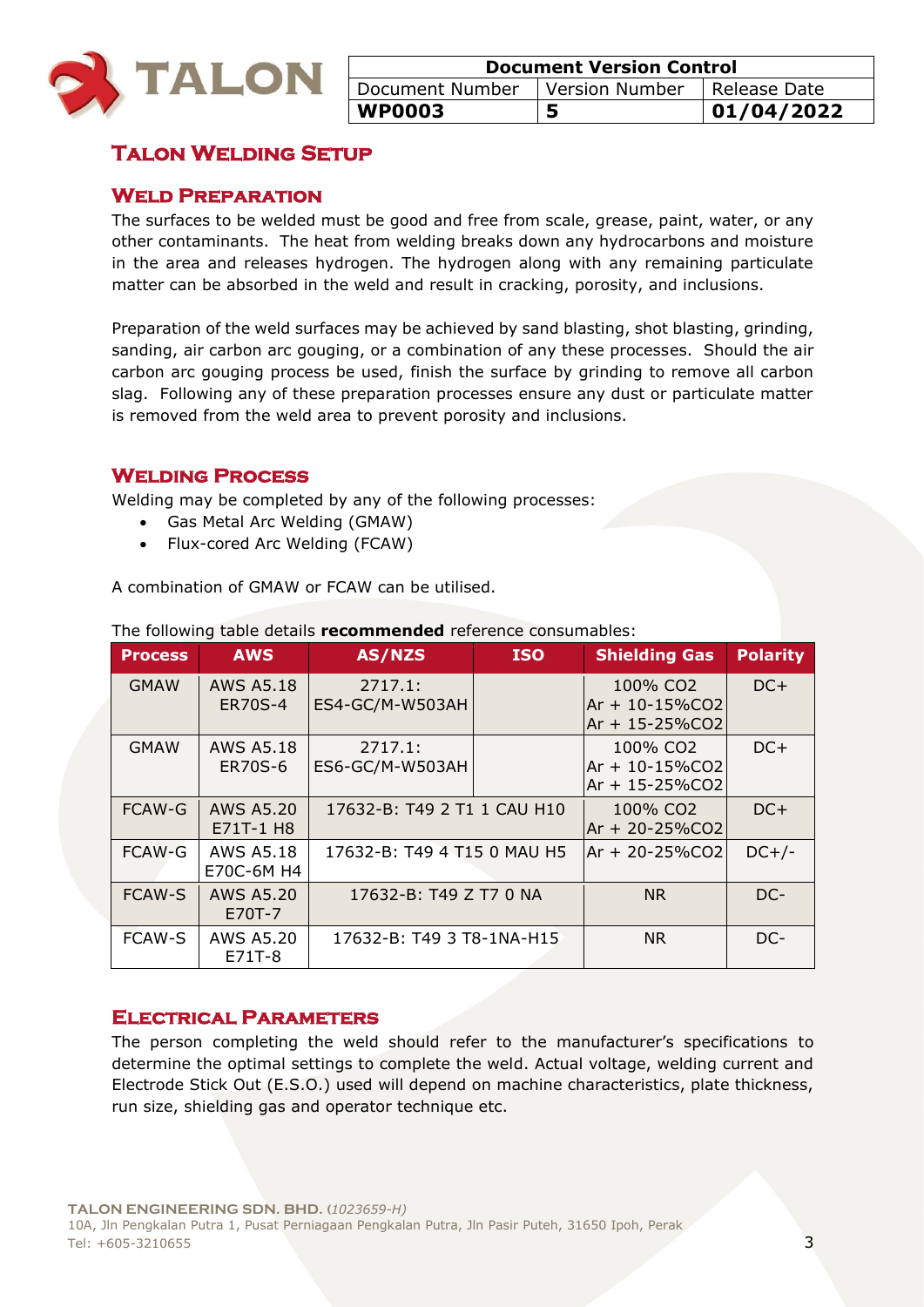# Talon Welding Setup

## Weld Preparation

The surfaces to be welded must be good and free from scale, grease, paint, water, or any other contaminants. The heat from welding breaks down any hydrocarbons and moisture in the area and releases hydrogen. The hydrogen along with any remaining particulate matter can be absorbed in the weld and result in cracking, porosity, and inclusions.

Preparation of the weld surfaces may be achieved by sand blasting, shot blasting, grinding, sanding, air carbon arc gouging, or a combination of any these processes. Should the air carbon arc gouging process be used, finish the surface by grinding to remove all carbon slag. Following any of these preparation processes ensure any dust or particulate matter is removed from the weld area to prevent porosity and inclusions.

## Welding Process

Welding may be completed by any of the following processes:

- Gas Metal Arc Welding (GMAW)
- Flux-cored Arc Welding (FCAW)

A combination of GMAW or FCAW can be utilised.

The following table details **recommended** reference consumables:

| Process | AWS | AS/NZS | ISO | Shielding Gas | Polarity |
|---|---|---|---|---|---|
| GMAW | AWS A5.18 ER70S-4 | 2717.1: ES4-GC/M-W503AH | | 100% $CO_2$<br>Ar + 10-15%$CO_2$<br>Ar + 15-25%$CO_2$ | DC+ |
| GMAW | AWS A5.18 ER70S-6 | 2717.1: ES6-GC/M-W503AH | | 100% $CO_2$<br>Ar + 10-15%$CO_2$<br>Ar + 15-25%$CO_2$ | DC+ |
| FCAW-G | AWS A5.20 E71T-1 H8 | 17632-B: T49 2 T1 1 CAU H10 | | 100% $CO_2$<br>Ar + 20-25%$CO_2$ | DC+ |
| FCAW-G | AWS A5.18 E70C-6M H4 | 17632-B: T49 4 T15 0 MAU H5 | | Ar + 20-25%$CO_2$ | DC+/- |
| FCAW-S | AWS A5.20 E70T-7 | 17632-B: T49 Z T7 0 NA | | NR | DC- |
| FCAW-S | AWS A5.20 E71T-8 | 17632-B: T49 3 T8-1NA-H15 | | NR | DC- |

## Electrical Parameters

The person completing the weld should refer to the manufacturer's specifications to determine the optimal settings to complete the weld. Actual voltage, welding current and Electrode Stick Out (E.S.O.) used will depend on machine characteristics, plate thickness, run size, shielding gas and operator technique etc.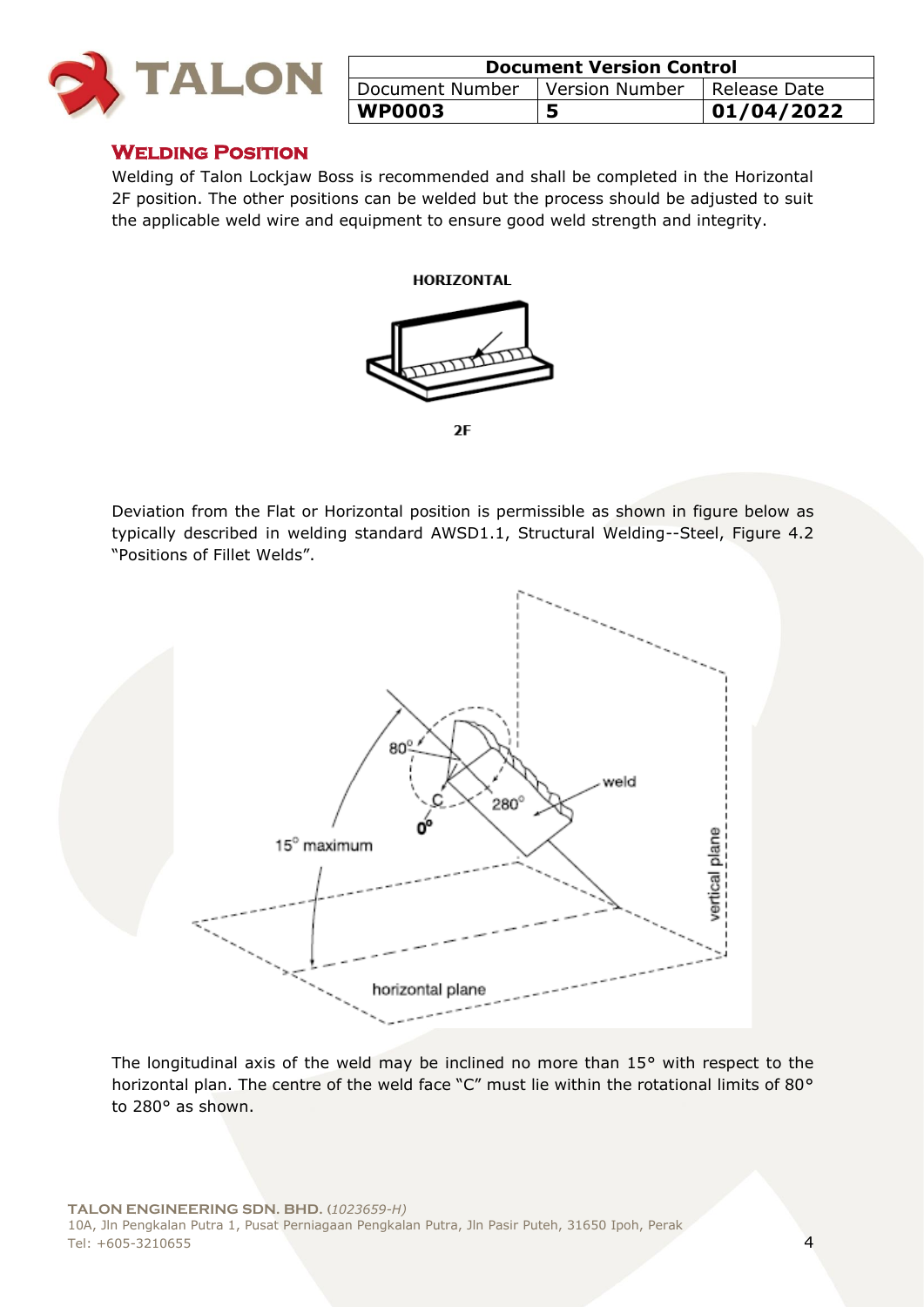## Welding Position

Welding of Talon Lockjaw Boss is recommended and shall be completed in the Horizontal 2F position. The other positions can be welded but the process should be adjusted to suit the applicable weld wire and equipment to ensure good weld strength and integrity.

HORIZONTAL

2F

Deviation from the Flat or Horizontal position is permissible as shown in figure below as typically described in welding standard AWSD1.1, Structural Welding--Steel, Figure 4.2 "Positions of Fillet Welds".

80°
C
0°
280°
weld
15° maximum
vertical plane
horizontal plane

The longitudinal axis of the weld may be inclined no more than 15° with respect to the horizontal plan. The centre of the weld face "C" must lie within the rotational limits of 80° to 280° as shown.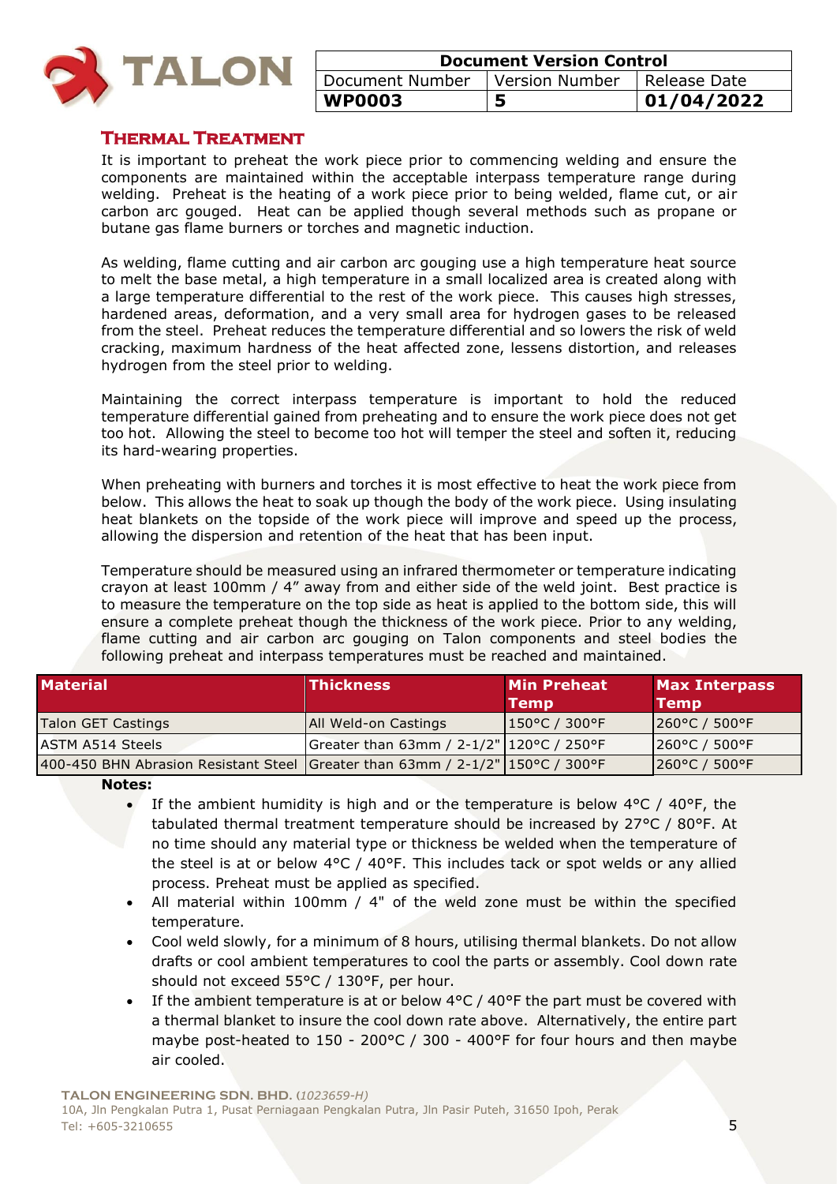## Thermal Treatment

It is important to preheat the work piece prior to commencing welding and ensure the components are maintained within the acceptable interpass temperature range during welding. Preheat is the heating of a work piece prior to being welded, flame cut, or air carbon arc gouged. Heat can be applied though several methods such as propane or butane gas flame burners or torches and magnetic induction.

As welding, flame cutting and air carbon arc gouging use a high temperature heat source to melt the base metal, a high temperature in a small localized area is created along with a large temperature differential to the rest of the work piece. This causes high stresses, hardened areas, deformation, and a very small area for hydrogen gases to be released from the steel. Preheat reduces the temperature differential and so lowers the risk of weld cracking, maximum hardness of the heat affected zone, lessens distortion, and releases hydrogen from the steel prior to welding.

Maintaining the correct interpass temperature is important to hold the reduced temperature differential gained from preheating and to ensure the work piece does not get too hot. Allowing the steel to become too hot will temper the steel and soften it, reducing its hard-wearing properties.

When preheating with burners and torches it is most effective to heat the work piece from below. This allows the heat to soak up though the body of the work piece. Using insulating heat blankets on the topside of the work piece will improve and speed up the process, allowing the dispersion and retention of the heat that has been input.

Temperature should be measured using an infrared thermometer or temperature indicating crayon at least 100mm / 4" away from and either side of the weld joint. Best practice is to measure the temperature on the top side as heat is applied to the bottom side, this will ensure a complete preheat though the thickness of the work piece. Prior to any welding, flame cutting and air carbon arc gouging on Talon components and steel bodies the following preheat and interpass temperatures must be reached and maintained.

| Material | Thickness | Min Preheat Temp | Max Interpass Temp |
|---|---|---|---|
| Talon GET Castings | All Weld-on Castings | 150°C / 300°F | 260°C / 500°F |
| ASTM A514 Steels | Greater than 63mm / 2-1/2" | 120°C / 250°F | 260°C / 500°F |
| 400-450 BHN Abrasion Resistant Steel | Greater than 63mm / 2-1/2" | 150°C / 300°F | 260°C / 500°F |

**Notes:**

- If the ambient humidity is high and or the temperature is below 4°C / 40°F, the tabulated thermal treatment temperature should be increased by 27°C / 80°F. At no time should any material type or thickness be welded when the temperature of the steel is at or below 4°C / 40°F. This includes tack or spot welds or any allied process. Preheat must be applied as specified.
- All material within 100mm / 4" of the weld zone must be within the specified temperature.
- Cool weld slowly, for a minimum of 8 hours, utilising thermal blankets. Do not allow drafts or cool ambient temperatures to cool the parts or assembly. Cool down rate should not exceed 55°C / 130°F, per hour.
- If the ambient temperature is at or below 4°C / 40°F the part must be covered with a thermal blanket to insure the cool down rate above. Alternatively, the entire part maybe post-heated to 150 - 200°C / 300 - 400°F for four hours and then maybe air cooled.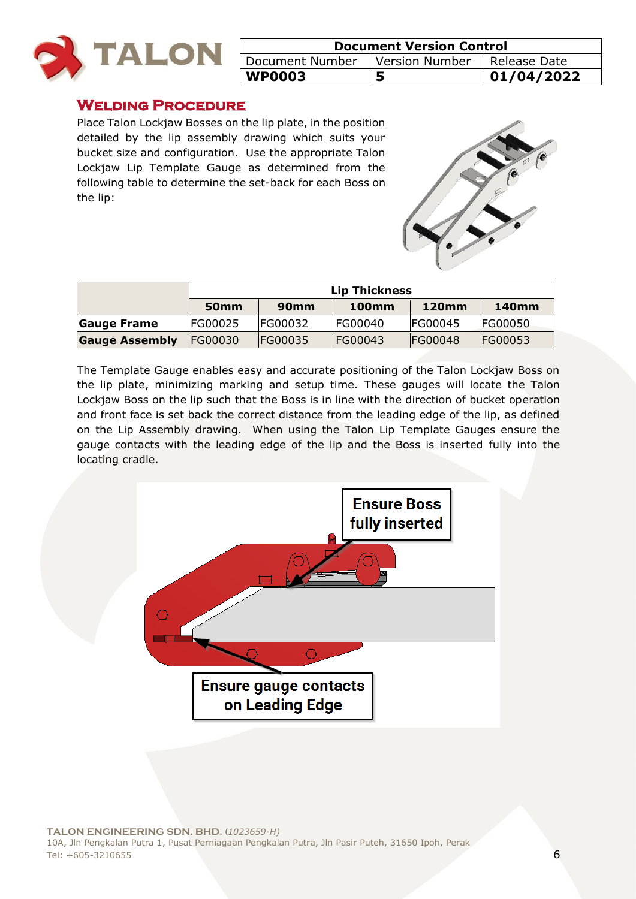| Document Version Control | | |
|---|---|---|
| Document Number | Version Number | Release Date |
| **WP0003** | **5** | **01/04/2022** |

## Welding Procedure

Place Talon Lockjaw Bosses on the lip plate, in the position detailed by the lip assembly drawing which suits your bucket size and configuration. Use the appropriate Talon Lockjaw Lip Template Gauge as determined from the following table to determine the set-back for each Boss on the lip:

| | Lip Thickness | | | | |
|---|---|---|---|---|---|
| | **50mm** | **90mm** | **100mm** | **120mm** | **140mm** |
| **Gauge Frame** | FG00025 | FG00032 | FG00040 | FG00045 | FG00050 |
| **Gauge Assembly** | FG00030 | FG00035 | FG00043 | FG00048 | FG00053 |

The Template Gauge enables easy and accurate positioning of the Talon Lockjaw Boss on the lip plate, minimizing marking and setup time. These gauges will locate the Talon Lockjaw Boss on the lip such that the Boss is in line with the direction of bucket operation and front face is set back the correct distance from the leading edge of the lip, as defined on the Lip Assembly drawing. When using the Talon Lip Template Gauges ensure the gauge contacts with the leading edge of the lip and the Boss is inserted fully into the locating cradle.

Ensure Boss fully inserted

Ensure gauge contacts on Leading Edge

**TALON ENGINEERING SDN. BHD.** (*1023659-H*)
10A, Jln Pengkalan Putra 1, Pusat Perniagaan Pengkalan Putra, Jln Pasir Puteh, 31650 Ipoh, Perak
Tel: +605-3210655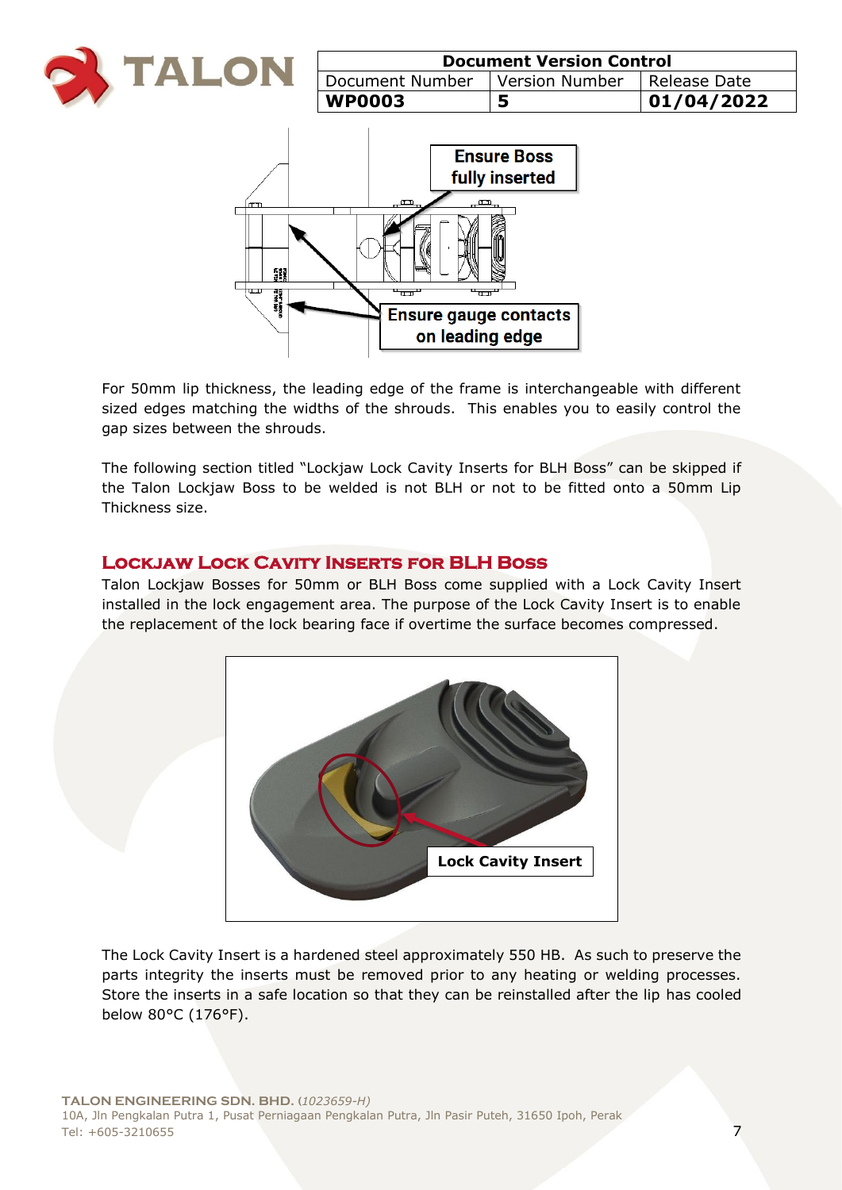For 50mm lip thickness, the leading edge of the frame is interchangeable with different sized edges matching the widths of the shrouds. This enables you to easily control the gap sizes between the shrouds.

The following section titled "Lockjaw Lock Cavity Inserts for BLH Boss" can be skipped if the Talon Lockjaw Boss to be welded is not BLH or not to be fitted onto a 50mm Lip Thickness size.

## Lockjaw Lock Cavity Inserts for BLH Boss

Talon Lockjaw Bosses for 50mm or BLH Boss come supplied with a Lock Cavity Insert installed in the lock engagement area. The purpose of the Lock Cavity Insert is to enable the replacement of the lock bearing face if overtime the surface becomes compressed.

The Lock Cavity Insert is a hardened steel approximately 550 HB. As such to preserve the parts integrity the inserts must be removed prior to any heating or welding processes. Store the inserts in a safe location so that they can be reinstalled after the lip has cooled below 80°C (176°F).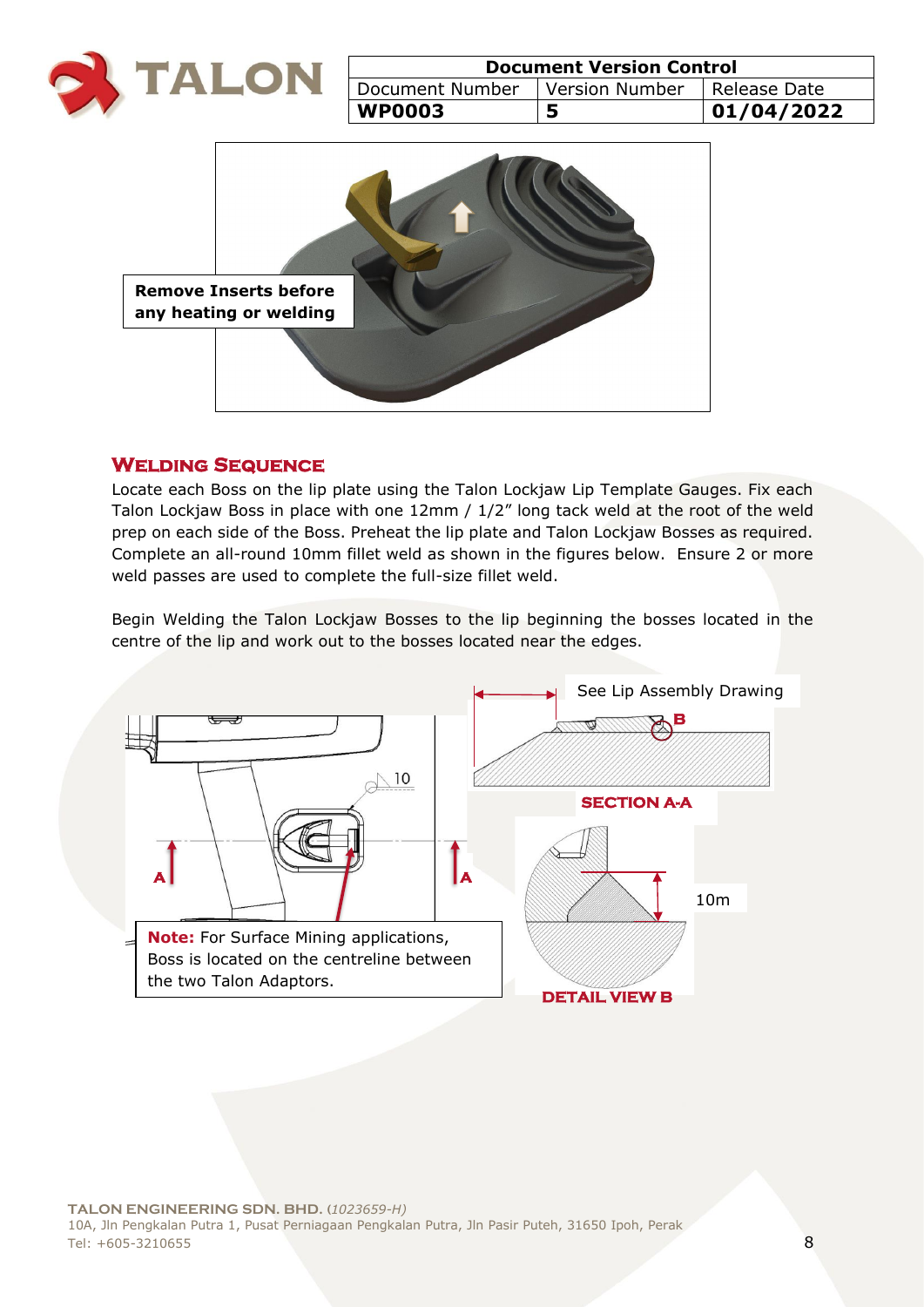| Document Version Control | | |
|---|---|---|
| Document Number | Version Number | Release Date |
| **WP0003** | **5** | **01/04/2022** |

**Remove Inserts before any heating or welding**

## WELDING SEQUENCE

Locate each Boss on the lip plate using the Talon Lockjaw Lip Template Gauges. Fix each Talon Lockjaw Boss in place with one 12mm / 1/2" long tack weld at the root of the weld prep on each side of the Boss. Preheat the lip plate and Talon Lockjaw Bosses as required. Complete an all-round 10mm fillet weld as shown in the figures below. Ensure 2 or more weld passes are used to complete the full-size fillet weld.

Begin Welding the Talon Lockjaw Bosses to the lip beginning the bosses located in the centre of the lip and work out to the bosses located near the edges.

See Lip Assembly Drawing

10

A

A

B

SECTION A-A

10m

DETAIL VIEW B

**Note:** For Surface Mining applications, Boss is located on the centreline between the two Talon Adaptors.

**TALON ENGINEERING SDN. BHD.** (*1023659-H*)
10A, Jln Pengkalan Putra 1, Pusat Perniagaan Pengkalan Putra, Jln Pasir Puteh, 31650 Ipoh, Perak
Tel: +605-3210655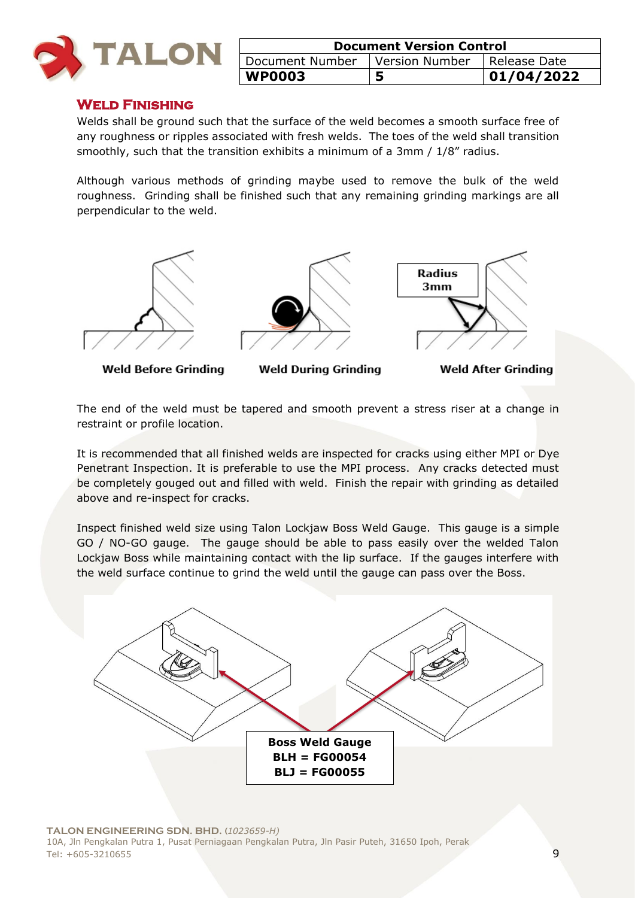## Weld Finishing

Welds shall be ground such that the surface of the weld becomes a smooth surface free of any roughness or ripples associated with fresh welds. The toes of the weld shall transition smoothly, such that the transition exhibits a minimum of a 3mm / 1/8" radius.

Although various methods of grinding maybe used to remove the bulk of the weld roughness. Grinding shall be finished such that any remaining grinding markings are all perpendicular to the weld.

Radius 3mm

**Weld Before Grinding** **Weld During Grinding** **Weld After Grinding**

The end of the weld must be tapered and smooth prevent a stress riser at a change in restraint or profile location.

It is recommended that all finished welds are inspected for cracks using either MPI or Dye Penetrant Inspection. It is preferable to use the MPI process. Any cracks detected must be completely gouged out and filled with weld. Finish the repair with grinding as detailed above and re-inspect for cracks.

Inspect finished weld size using Talon Lockjaw Boss Weld Gauge. This gauge is a simple GO / NO-GO gauge. The gauge should be able to pass easily over the welded Talon Lockjaw Boss while maintaining contact with the lip surface. If the gauges interfere with the weld surface continue to grind the weld until the gauge can pass over the Boss.

**Boss Weld Gauge**
**BLH = FG00054**
**BLJ = FG00055**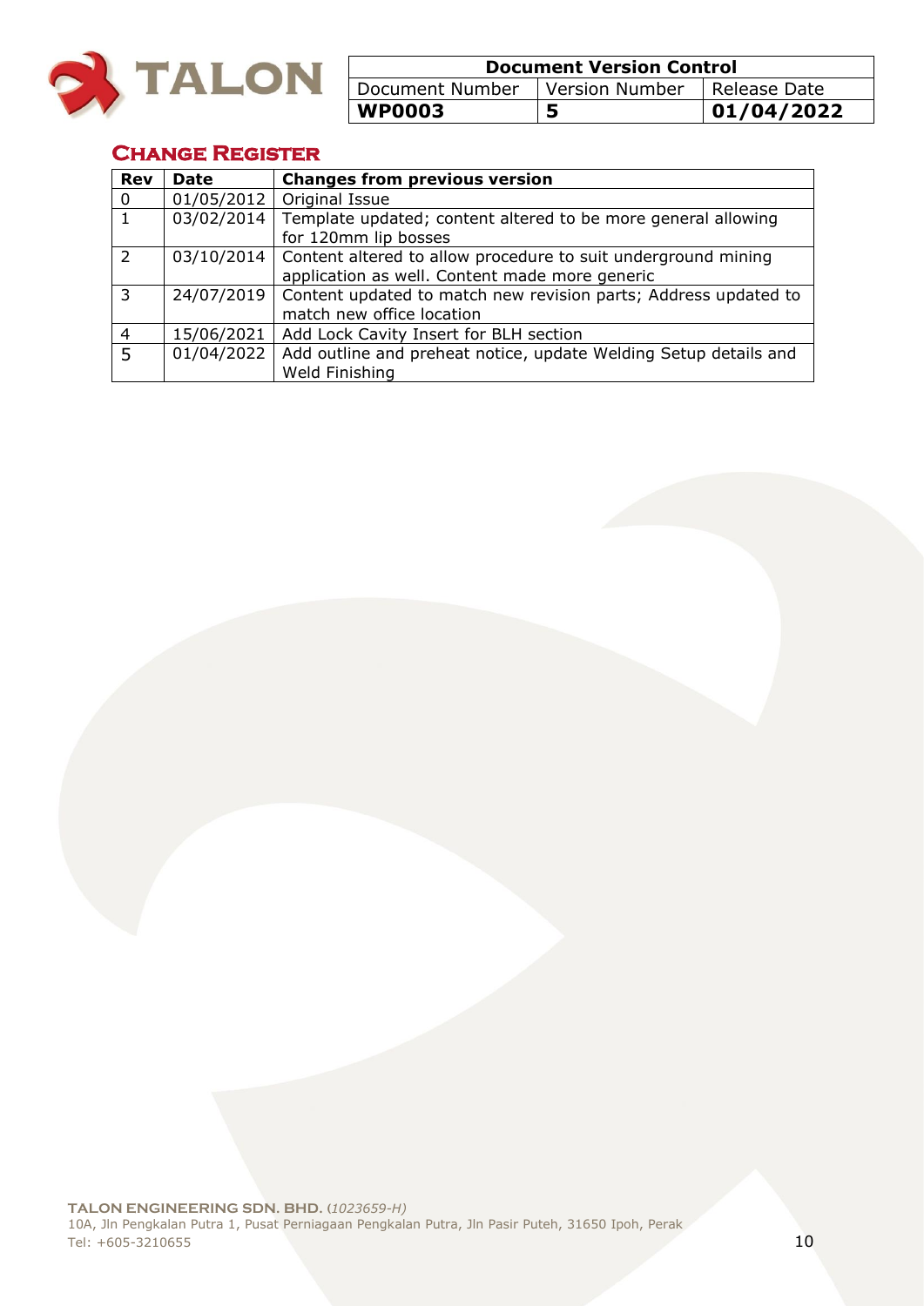| Document Version Control | | |
|---|---|---|
| Document Number | Version Number | Release Date |
| **WP0003** | **5** | **01/04/2022** |

## Change Register

| Rev | Date | Changes from previous version |
|---|---|---|
| 0 | 01/05/2012 | Original Issue |
| 1 | 03/02/2014 | Template updated; content altered to be more general allowing for 120mm lip bosses |
| 2 | 03/10/2014 | Content altered to allow procedure to suit underground mining application as well. Content made more generic |
| 3 | 24/07/2019 | Content updated to match new revision parts; Address updated to match new office location |
| 4 | 15/06/2021 | Add Lock Cavity Insert for BLH section |
| 5 | 01/04/2022 | Add outline and preheat notice, update Welding Setup details and Weld Finishing |